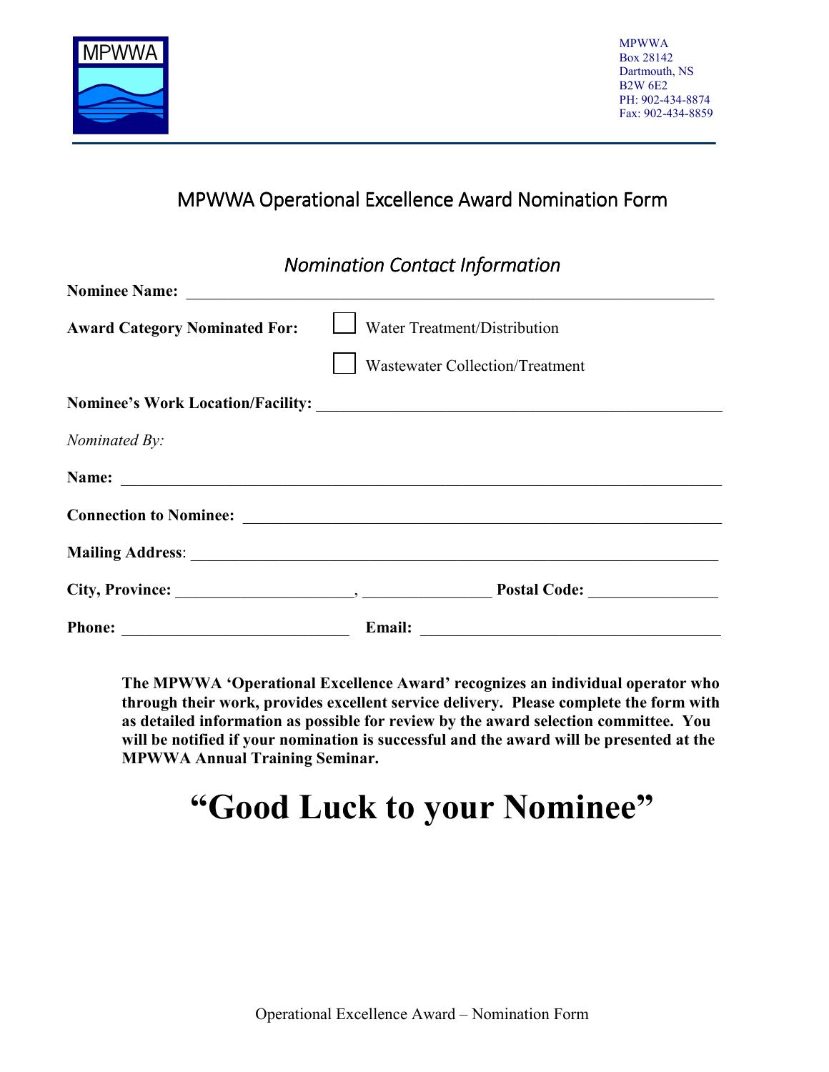MPWWA

MPWWA
Box 28142
Dartmouth, NS
B2W 6E2
PH: 902-434-8874
Fax: 902-434-8859

# MPWWA Operational Excellence Award Nomination Form

## *Nomination Contact Information*

**Nominee Name:** ________________________________________________________________

**Award Category Nominated For:** ☐ Water Treatment/Distribution

☐ Wastewater Collection/Treatment

**Nominee's Work Location/Facility:** ________________________________________________

*Nominated By:*

**Name:** ________________________________________________________________

**Connection to Nominee:** ________________________________________________________

**Mailing Address**: ____________________________________________________________

**City, Province:** ____________________, ______________ **Postal Code:** ______________

**Phone:** _________________________ **Email:** ___________________________________

**The MPWWA 'Operational Excellence Award' recognizes an individual operator who through their work, provides excellent service delivery. Please complete the form with as detailed information as possible for review by the award selection committee. You will be notified if your nomination is successful and the award will be presented at the MPWWA Annual Training Seminar.**

# "Good Luck to your Nominee"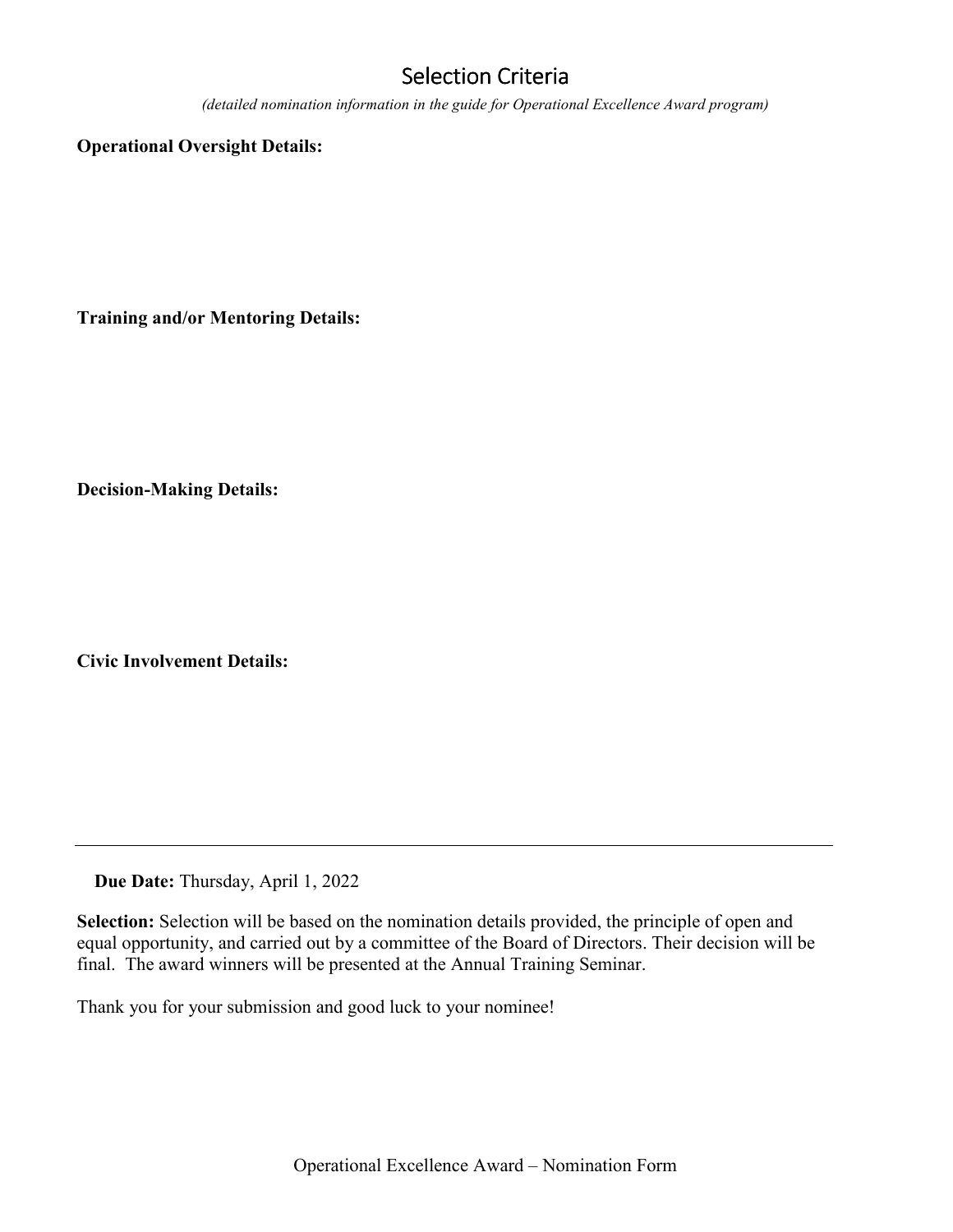# Selection Criteria

*(detailed nomination information in the guide for Operational Excellence Award program)*

**Operational Oversight Details:**

**Training and/or Mentoring Details:**

**Decision-Making Details:**

**Civic Involvement Details:**

---

**Due Date:** Thursday, April 1, 2022

**Selection:** Selection will be based on the nomination details provided, the principle of open and equal opportunity, and carried out by a committee of the Board of Directors. Their decision will be final. The award winners will be presented at the Annual Training Seminar.

Thank you for your submission and good luck to your nominee!